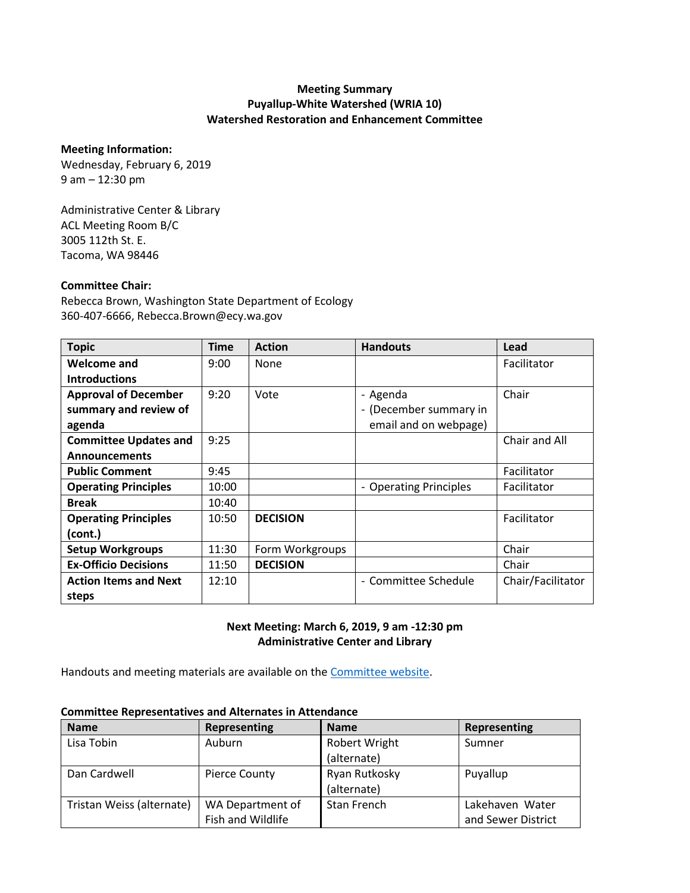# Meeting Summary
## Puyallup-White Watershed (WRIA 10)
## Watershed Restoration and Enhancement Committee

**Meeting Information:**
Wednesday, February 6, 2019
9 am – 12:30 pm

Administrative Center & Library
ACL Meeting Room B/C
3005 112th St. E.
Tacoma, WA 98446

**Committee Chair:**
Rebecca Brown, Washington State Department of Ecology
360-407-6666, Rebecca.Brown@ecy.wa.gov

| Topic | Time | Action | Handouts | Lead |
|---|---|---|---|---|
| **Welcome and Introductions** | 9:00 | None | | Facilitator |
| **Approval of December summary and review of agenda** | 9:20 | Vote | - Agenda<br>- (December summary in email and on webpage) | Chair |
| **Committee Updates and Announcements** | 9:25 | | | Chair and All |
| **Public Comment** | 9:45 | | | Facilitator |
| **Operating Principles** | 10:00 | | - Operating Principles | Facilitator |
| **Break** | 10:40 | | | |
| **Operating Principles (cont.)** | 10:50 | **DECISION** | | Facilitator |
| **Setup Workgroups** | 11:30 | Form Workgroups | | Chair |
| **Ex-Officio Decisions** | 11:50 | **DECISION** | | Chair |
| **Action Items and Next steps** | 12:10 | | - Committee Schedule | Chair/Facilitator |

**Next Meeting: March 6, 2019, 9 am -12:30 pm**
**Administrative Center and Library**

Handouts and meeting materials are available on the Committee website.

**Committee Representatives and Alternates in Attendance**

| Name | Representing | Name | Representing |
|---|---|---|---|
| Lisa Tobin | Auburn | Robert Wright (alternate) | Sumner |
| Dan Cardwell | Pierce County | Ryan Rutkosky (alternate) | Puyallup |
| Tristan Weiss (alternate) | WA Department of Fish and Wildlife | Stan French | Lakehaven Water and Sewer District |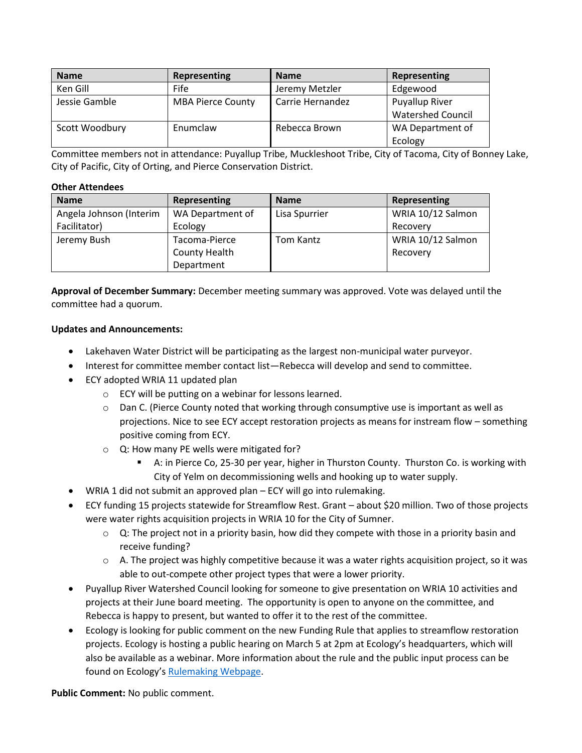| Name | Representing | Name | Representing |
|---|---|---|---|
| Ken Gill | Fife | Jeremy Metzler | Edgewood |
| Jessie Gamble | MBA Pierce County | Carrie Hernandez | Puyallup River Watershed Council |
| Scott Woodbury | Enumclaw | Rebecca Brown | WA Department of Ecology |

Committee members not in attendance: Puyallup Tribe, Muckleshoot Tribe, City of Tacoma, City of Bonney Lake, City of Pacific, City of Orting, and Pierce Conservation District.

**Other Attendees**

| Name | Representing | Name | Representing |
|---|---|---|---|
| Angela Johnson (Interim Facilitator) | WA Department of Ecology | Lisa Spurrier | WRIA 10/12 Salmon Recovery |
| Jeremy Bush | Tacoma-Pierce County Health Department | Tom Kantz | WRIA 10/12 Salmon Recovery |

**Approval of December Summary:** December meeting summary was approved. Vote was delayed until the committee had a quorum.

**Updates and Announcements:**

- Lakehaven Water District will be participating as the largest non-municipal water purveyor.
- Interest for committee member contact list—Rebecca will develop and send to committee.
- ECY adopted WRIA 11 updated plan
  - ECY will be putting on a webinar for lessons learned.
  - Dan C. (Pierce County noted that working through consumptive use is important as well as projections. Nice to see ECY accept restoration projects as means for instream flow – something positive coming from ECY.
  - Q: How many PE wells were mitigated for?
    - A: in Pierce Co, 25-30 per year, higher in Thurston County. Thurston Co. is working with City of Yelm on decommissioning wells and hooking up to water supply.
- WRIA 1 did not submit an approved plan – ECY will go into rulemaking.
- ECY funding 15 projects statewide for Streamflow Rest. Grant – about $20 million. Two of those projects were water rights acquisition projects in WRIA 10 for the City of Sumner.
  - Q: The project not in a priority basin, how did they compete with those in a priority basin and receive funding?
  - A. The project was highly competitive because it was a water rights acquisition project, so it was able to out-compete other project types that were a lower priority.
- Puyallup River Watershed Council looking for someone to give presentation on WRIA 10 activities and projects at their June board meeting. The opportunity is open to anyone on the committee, and Rebecca is happy to present, but wanted to offer it to the rest of the committee.
- Ecology is looking for public comment on the new Funding Rule that applies to streamflow restoration projects. Ecology is hosting a public hearing on March 5 at 2pm at Ecology's headquarters, which will also be available as a webinar. More information about the rule and the public input process can be found on Ecology's Rulemaking Webpage.

**Public Comment:** No public comment.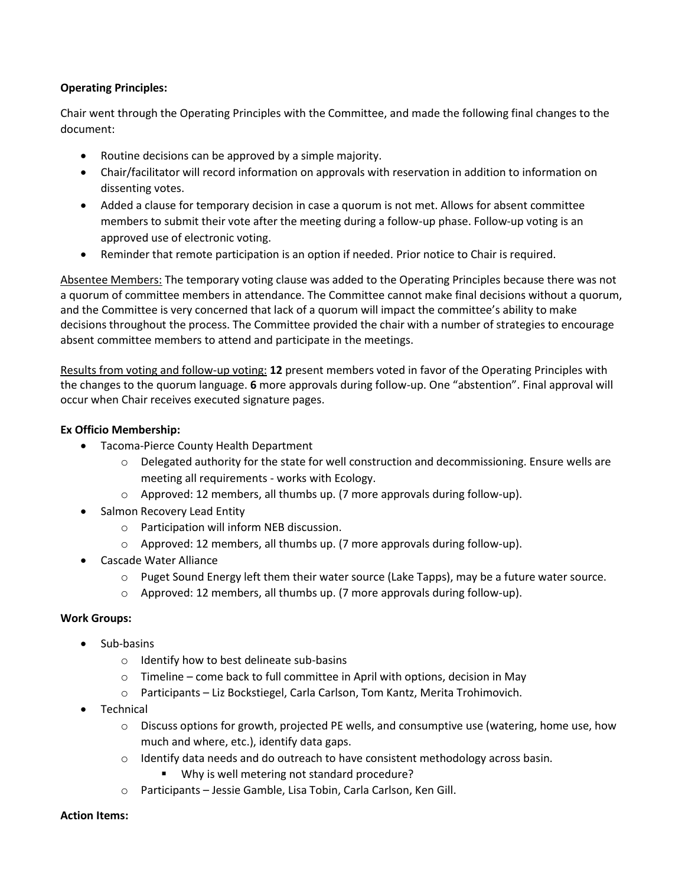**Operating Principles:**

Chair went through the Operating Principles with the Committee, and made the following final changes to the document:

- Routine decisions can be approved by a simple majority.
- Chair/facilitator will record information on approvals with reservation in addition to information on dissenting votes.
- Added a clause for temporary decision in case a quorum is not met. Allows for absent committee members to submit their vote after the meeting during a follow-up phase. Follow-up voting is an approved use of electronic voting.
- Reminder that remote participation is an option if needed. Prior notice to Chair is required.

<u>Absentee Members:</u> The temporary voting clause was added to the Operating Principles because there was not a quorum of committee members in attendance. The Committee cannot make final decisions without a quorum, and the Committee is very concerned that lack of a quorum will impact the committee's ability to make decisions throughout the process. The Committee provided the chair with a number of strategies to encourage absent committee members to attend and participate in the meetings.

<u>Results from voting and follow-up voting:</u> **12** present members voted in favor of the Operating Principles with the changes to the quorum language. **6** more approvals during follow-up. One "abstention". Final approval will occur when Chair receives executed signature pages.

**Ex Officio Membership:**

- Tacoma-Pierce County Health Department
  - Delegated authority for the state for well construction and decommissioning. Ensure wells are meeting all requirements - works with Ecology.
  - Approved: 12 members, all thumbs up. (7 more approvals during follow-up).
- Salmon Recovery Lead Entity
  - Participation will inform NEB discussion.
  - Approved: 12 members, all thumbs up. (7 more approvals during follow-up).
- Cascade Water Alliance
  - Puget Sound Energy left them their water source (Lake Tapps), may be a future water source.
  - Approved: 12 members, all thumbs up. (7 more approvals during follow-up).

**Work Groups:**

- Sub-basins
  - Identify how to best delineate sub-basins
  - Timeline – come back to full committee in April with options, decision in May
  - Participants – Liz Bockstiegel, Carla Carlson, Tom Kantz, Merita Trohimovich.
- Technical
  - Discuss options for growth, projected PE wells, and consumptive use (watering, home use, how much and where, etc.), identify data gaps.
  - Identify data needs and do outreach to have consistent methodology across basin.
    - Why is well metering not standard procedure?
  - Participants – Jessie Gamble, Lisa Tobin, Carla Carlson, Ken Gill.

**Action Items:**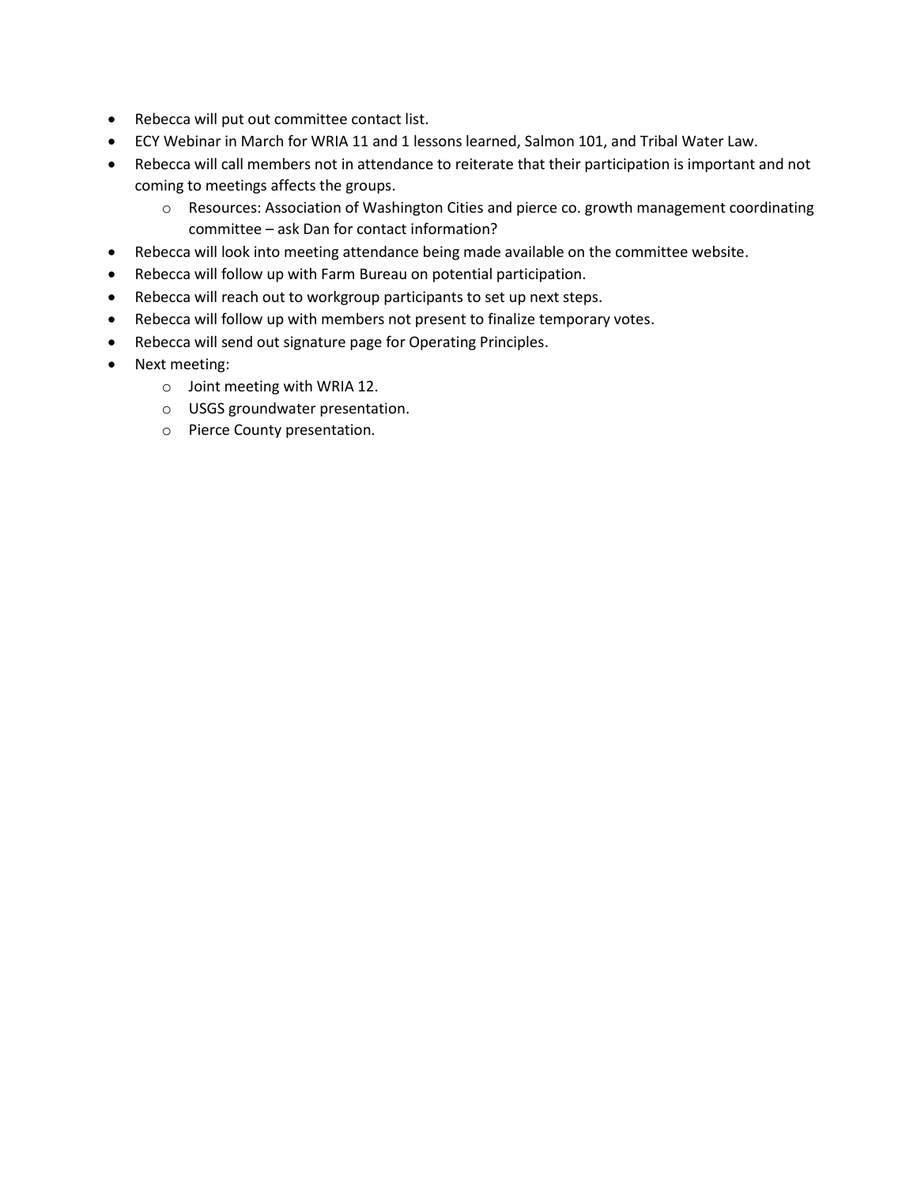- Rebecca will put out committee contact list.
- ECY Webinar in March for WRIA 11 and 1 lessons learned, Salmon 101, and Tribal Water Law.
- Rebecca will call members not in attendance to reiterate that their participation is important and not coming to meetings affects the groups.
  - Resources: Association of Washington Cities and pierce co. growth management coordinating committee – ask Dan for contact information?
- Rebecca will look into meeting attendance being made available on the committee website.
- Rebecca will follow up with Farm Bureau on potential participation.
- Rebecca will reach out to workgroup participants to set up next steps.
- Rebecca will follow up with members not present to finalize temporary votes.
- Rebecca will send out signature page for Operating Principles.
- Next meeting:
  - Joint meeting with WRIA 12.
  - USGS groundwater presentation.
  - Pierce County presentation.